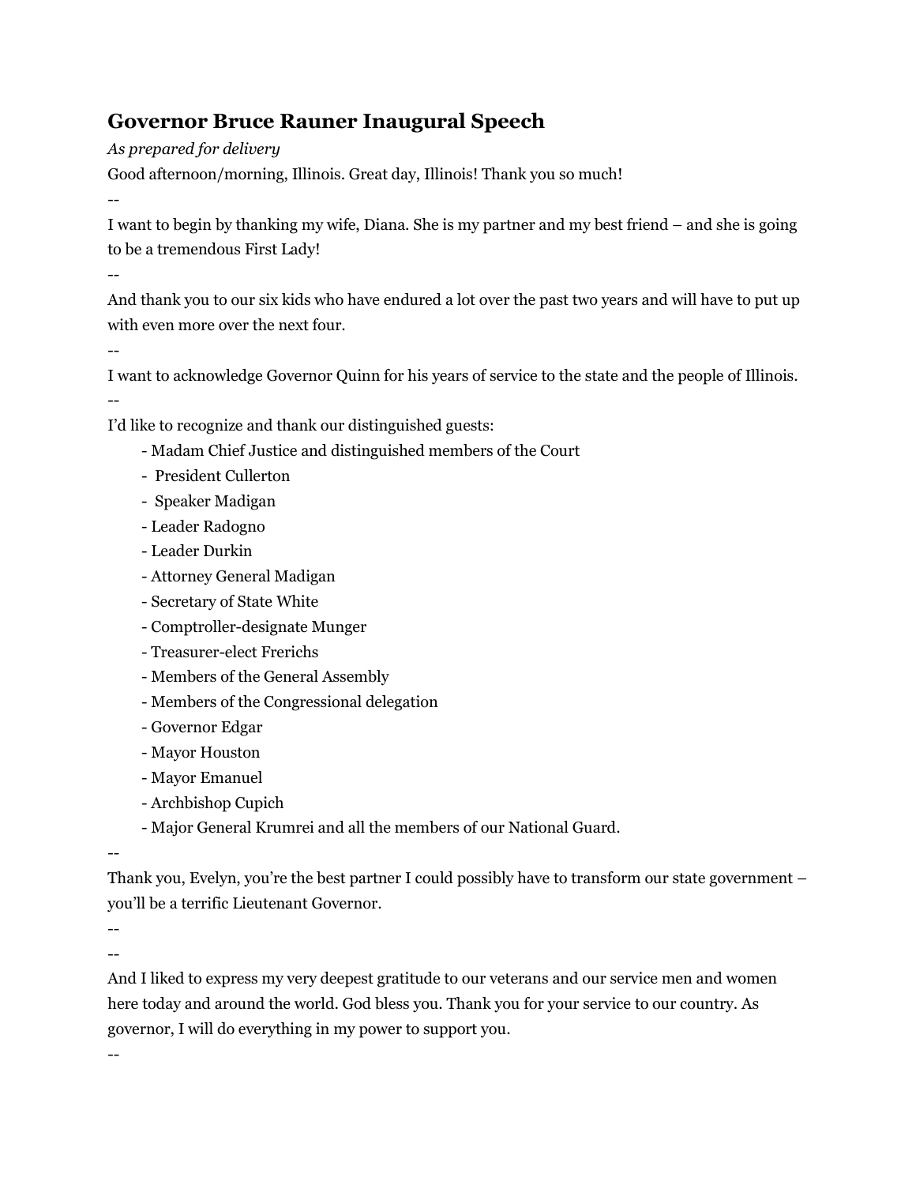## Governor Bruce Rauner Inaugural Speech

*As prepared for delivery*

Good afternoon/morning, Illinois. Great day, Illinois! Thank you so much!

--

I want to begin by thanking my wife, Diana. She is my partner and my best friend – and she is going to be a tremendous First Lady!

--

And thank you to our six kids who have endured a lot over the past two years and will have to put up with even more over the next four.

--

I want to acknowledge Governor Quinn for his years of service to the state and the people of Illinois.

--

I'd like to recognize and thank our distinguished guests:

- Madam Chief Justice and distinguished members of the Court
- President Cullerton
- Speaker Madigan
- Leader Radogno
- Leader Durkin
- Attorney General Madigan
- Secretary of State White
- Comptroller-designate Munger
- Treasurer-elect Frerichs
- Members of the General Assembly
- Members of the Congressional delegation
- Governor Edgar
- Mayor Houston
- Mayor Emanuel
- Archbishop Cupich
- Major General Krumrei and all the members of our National Guard.

--

Thank you, Evelyn, you're the best partner I could possibly have to transform our state government – you'll be a terrific Lieutenant Governor.

--

--

And I liked to express my very deepest gratitude to our veterans and our service men and women here today and around the world. God bless you. Thank you for your service to our country. As governor, I will do everything in my power to support you.

--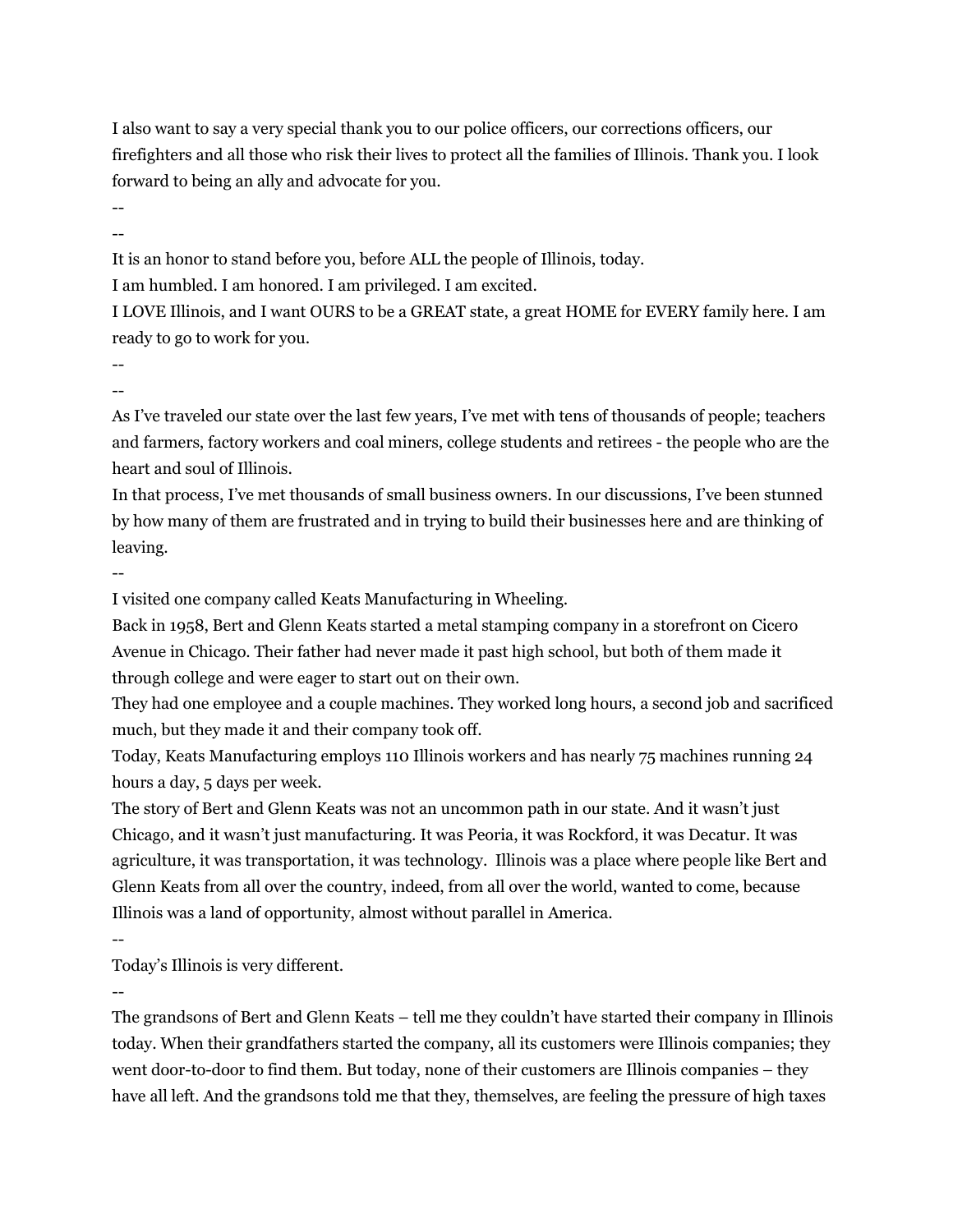I also want to say a very special thank you to our police officers, our corrections officers, our firefighters and all those who risk their lives to protect all the families of Illinois. Thank you. I look forward to being an ally and advocate for you.

--

--

It is an honor to stand before you, before ALL the people of Illinois, today.

I am humbled. I am honored. I am privileged. I am excited.

I LOVE Illinois, and I want OURS to be a GREAT state, a great HOME for EVERY family here. I am ready to go to work for you.

--

--

As I've traveled our state over the last few years, I've met with tens of thousands of people; teachers and farmers, factory workers and coal miners, college students and retirees - the people who are the heart and soul of Illinois.

In that process, I've met thousands of small business owners. In our discussions, I've been stunned by how many of them are frustrated and in trying to build their businesses here and are thinking of leaving.

--

I visited one company called Keats Manufacturing in Wheeling.

Back in 1958, Bert and Glenn Keats started a metal stamping company in a storefront on Cicero Avenue in Chicago. Their father had never made it past high school, but both of them made it through college and were eager to start out on their own.

They had one employee and a couple machines. They worked long hours, a second job and sacrificed much, but they made it and their company took off.

Today, Keats Manufacturing employs 110 Illinois workers and has nearly 75 machines running 24 hours a day, 5 days per week.

The story of Bert and Glenn Keats was not an uncommon path in our state. And it wasn't just Chicago, and it wasn't just manufacturing. It was Peoria, it was Rockford, it was Decatur. It was agriculture, it was transportation, it was technology. Illinois was a place where people like Bert and Glenn Keats from all over the country, indeed, from all over the world, wanted to come, because Illinois was a land of opportunity, almost without parallel in America.

--

Today's Illinois is very different.

--

The grandsons of Bert and Glenn Keats – tell me they couldn't have started their company in Illinois today. When their grandfathers started the company, all its customers were Illinois companies; they went door-to-door to find them. But today, none of their customers are Illinois companies – they have all left. And the grandsons told me that they, themselves, are feeling the pressure of high taxes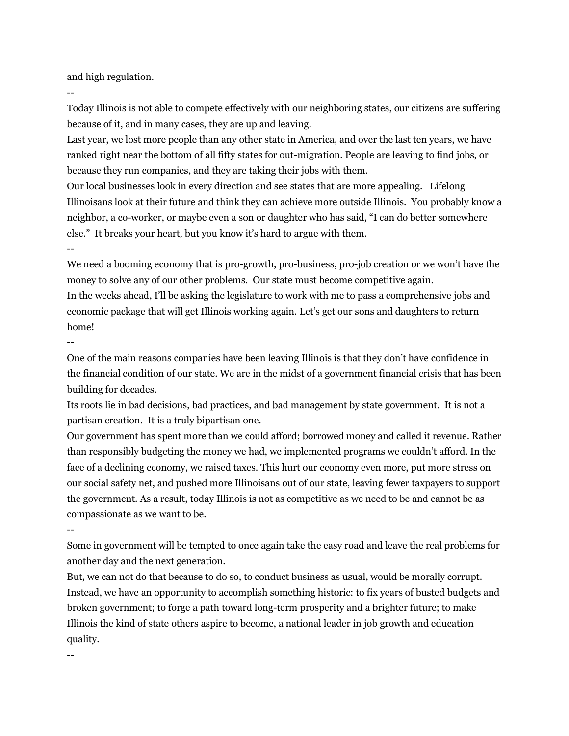and high regulation.

--

Today Illinois is not able to compete effectively with our neighboring states, our citizens are suffering because of it, and in many cases, they are up and leaving.

Last year, we lost more people than any other state in America, and over the last ten years, we have ranked right near the bottom of all fifty states for out-migration. People are leaving to find jobs, or because they run companies, and they are taking their jobs with them.

Our local businesses look in every direction and see states that are more appealing. Lifelong Illinoisans look at their future and think they can achieve more outside Illinois. You probably know a neighbor, a co-worker, or maybe even a son or daughter who has said, "I can do better somewhere else." It breaks your heart, but you know it's hard to argue with them.

--

We need a booming economy that is pro-growth, pro-business, pro-job creation or we won't have the money to solve any of our other problems. Our state must become competitive again.

In the weeks ahead, I'll be asking the legislature to work with me to pass a comprehensive jobs and economic package that will get Illinois working again. Let's get our sons and daughters to return home!

--

One of the main reasons companies have been leaving Illinois is that they don't have confidence in the financial condition of our state. We are in the midst of a government financial crisis that has been building for decades.

Its roots lie in bad decisions, bad practices, and bad management by state government. It is not a partisan creation. It is a truly bipartisan one.

Our government has spent more than we could afford; borrowed money and called it revenue. Rather than responsibly budgeting the money we had, we implemented programs we couldn't afford. In the face of a declining economy, we raised taxes. This hurt our economy even more, put more stress on our social safety net, and pushed more Illinoisans out of our state, leaving fewer taxpayers to support the government. As a result, today Illinois is not as competitive as we need to be and cannot be as compassionate as we want to be.

--

Some in government will be tempted to once again take the easy road and leave the real problems for another day and the next generation.

But, we can not do that because to do so, to conduct business as usual, would be morally corrupt. Instead, we have an opportunity to accomplish something historic: to fix years of busted budgets and broken government; to forge a path toward long-term prosperity and a brighter future; to make Illinois the kind of state others aspire to become, a national leader in job growth and education quality.

--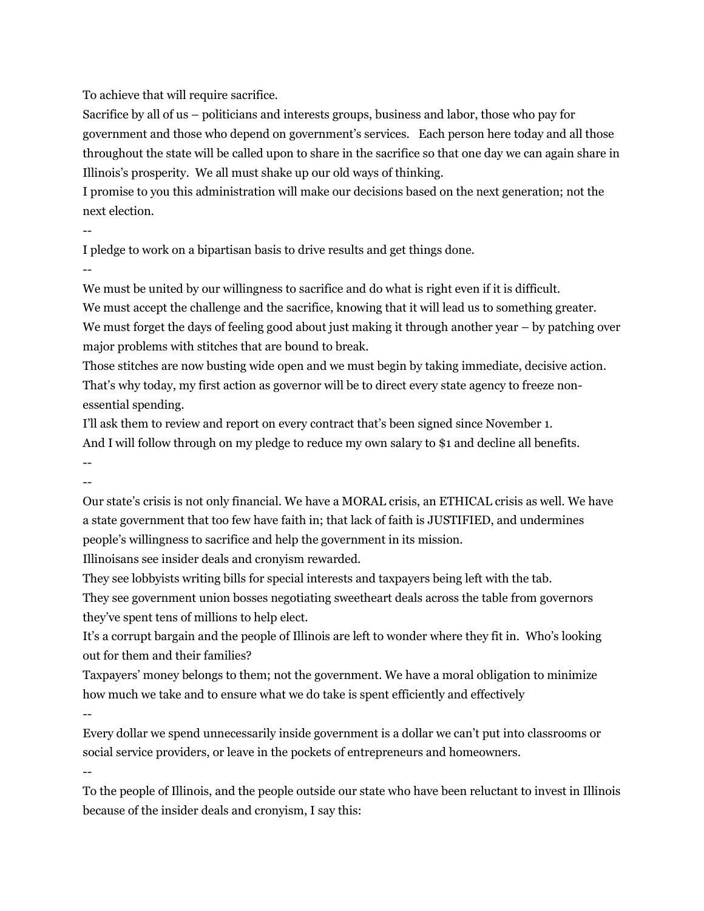To achieve that will require sacrifice.

Sacrifice by all of us – politicians and interests groups, business and labor, those who pay for government and those who depend on government's services. Each person here today and all those throughout the state will be called upon to share in the sacrifice so that one day we can again share in Illinois's prosperity. We all must shake up our old ways of thinking.

I promise to you this administration will make our decisions based on the next generation; not the next election.

--

I pledge to work on a bipartisan basis to drive results and get things done.

--

We must be united by our willingness to sacrifice and do what is right even if it is difficult.

We must accept the challenge and the sacrifice, knowing that it will lead us to something greater.

We must forget the days of feeling good about just making it through another year – by patching over major problems with stitches that are bound to break.

Those stitches are now busting wide open and we must begin by taking immediate, decisive action.

That's why today, my first action as governor will be to direct every state agency to freeze non-essential spending.

I'll ask them to review and report on every contract that's been signed since November 1.

And I will follow through on my pledge to reduce my own salary to $1 and decline all benefits.

--

--

Our state's crisis is not only financial. We have a MORAL crisis, an ETHICAL crisis as well. We have a state government that too few have faith in; that lack of faith is JUSTIFIED, and undermines people's willingness to sacrifice and help the government in its mission.

Illinoisans see insider deals and cronyism rewarded.

They see lobbyists writing bills for special interests and taxpayers being left with the tab.

They see government union bosses negotiating sweetheart deals across the table from governors they've spent tens of millions to help elect.

It's a corrupt bargain and the people of Illinois are left to wonder where they fit in. Who's looking out for them and their families?

Taxpayers' money belongs to them; not the government. We have a moral obligation to minimize how much we take and to ensure what we do take is spent efficiently and effectively

--

Every dollar we spend unnecessarily inside government is a dollar we can't put into classrooms or social service providers, or leave in the pockets of entrepreneurs and homeowners.

--

To the people of Illinois, and the people outside our state who have been reluctant to invest in Illinois because of the insider deals and cronyism, I say this: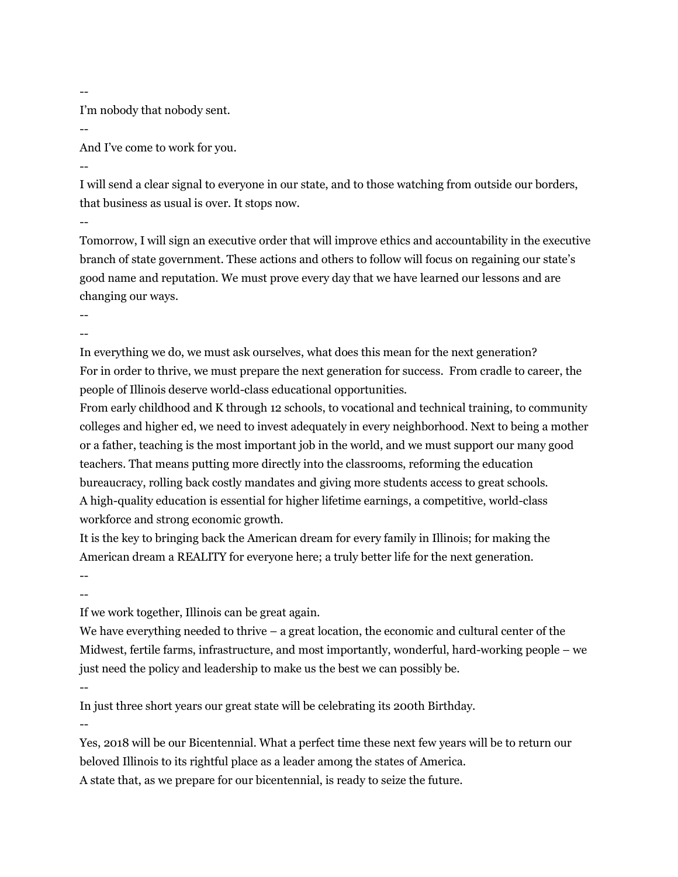--

I'm nobody that nobody sent.

--

And I've come to work for you.

--

I will send a clear signal to everyone in our state, and to those watching from outside our borders, that business as usual is over. It stops now.

--

Tomorrow, I will sign an executive order that will improve ethics and accountability in the executive branch of state government. These actions and others to follow will focus on regaining our state's good name and reputation. We must prove every day that we have learned our lessons and are changing our ways.

--

--

In everything we do, we must ask ourselves, what does this mean for the next generation?

For in order to thrive, we must prepare the next generation for success. From cradle to career, the people of Illinois deserve world-class educational opportunities.

From early childhood and K through 12 schools, to vocational and technical training, to community colleges and higher ed, we need to invest adequately in every neighborhood. Next to being a mother or a father, teaching is the most important job in the world, and we must support our many good teachers. That means putting more directly into the classrooms, reforming the education bureaucracy, rolling back costly mandates and giving more students access to great schools.

A high-quality education is essential for higher lifetime earnings, a competitive, world-class workforce and strong economic growth.

It is the key to bringing back the American dream for every family in Illinois; for making the American dream a REALITY for everyone here; a truly better life for the next generation.

--

--

If we work together, Illinois can be great again.

We have everything needed to thrive – a great location, the economic and cultural center of the Midwest, fertile farms, infrastructure, and most importantly, wonderful, hard-working people – we just need the policy and leadership to make us the best we can possibly be.

--

In just three short years our great state will be celebrating its 200th Birthday.

--

Yes, 2018 will be our Bicentennial. What a perfect time these next few years will be to return our beloved Illinois to its rightful place as a leader among the states of America.

A state that, as we prepare for our bicentennial, is ready to seize the future.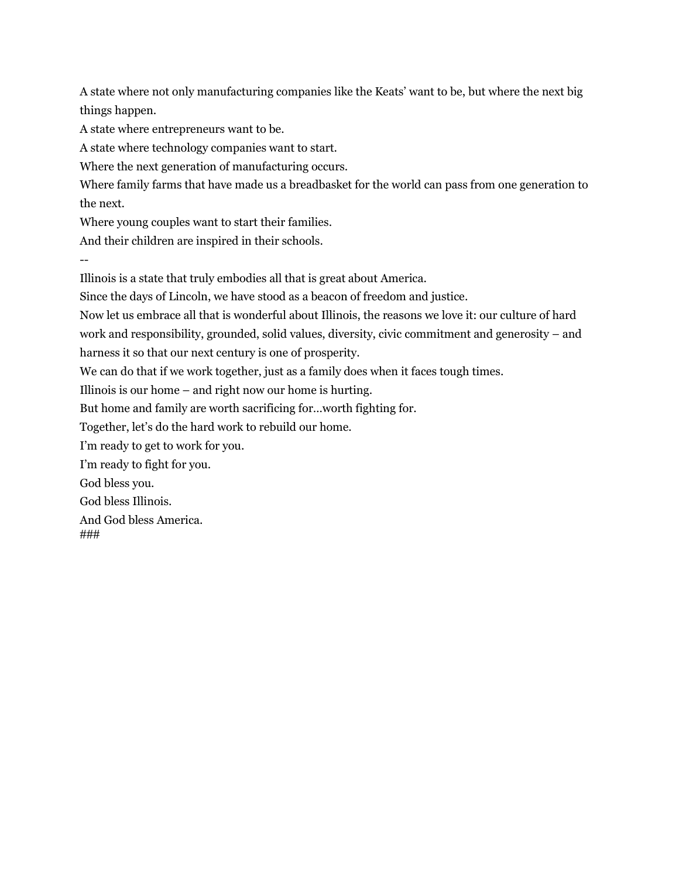A state where not only manufacturing companies like the Keats' want to be, but where the next big things happen.

A state where entrepreneurs want to be.

A state where technology companies want to start.

Where the next generation of manufacturing occurs.

Where family farms that have made us a breadbasket for the world can pass from one generation to the next.

Where young couples want to start their families.

And their children are inspired in their schools.

--

Illinois is a state that truly embodies all that is great about America.

Since the days of Lincoln, we have stood as a beacon of freedom and justice.

Now let us embrace all that is wonderful about Illinois, the reasons we love it: our culture of hard work and responsibility, grounded, solid values, diversity, civic commitment and generosity – and harness it so that our next century is one of prosperity.

We can do that if we work together, just as a family does when it faces tough times.

Illinois is our home – and right now our home is hurting.

But home and family are worth sacrificing for…worth fighting for.

Together, let's do the hard work to rebuild our home.

I'm ready to get to work for you.

I'm ready to fight for you.

God bless you.

God bless Illinois.

And God bless America.

###